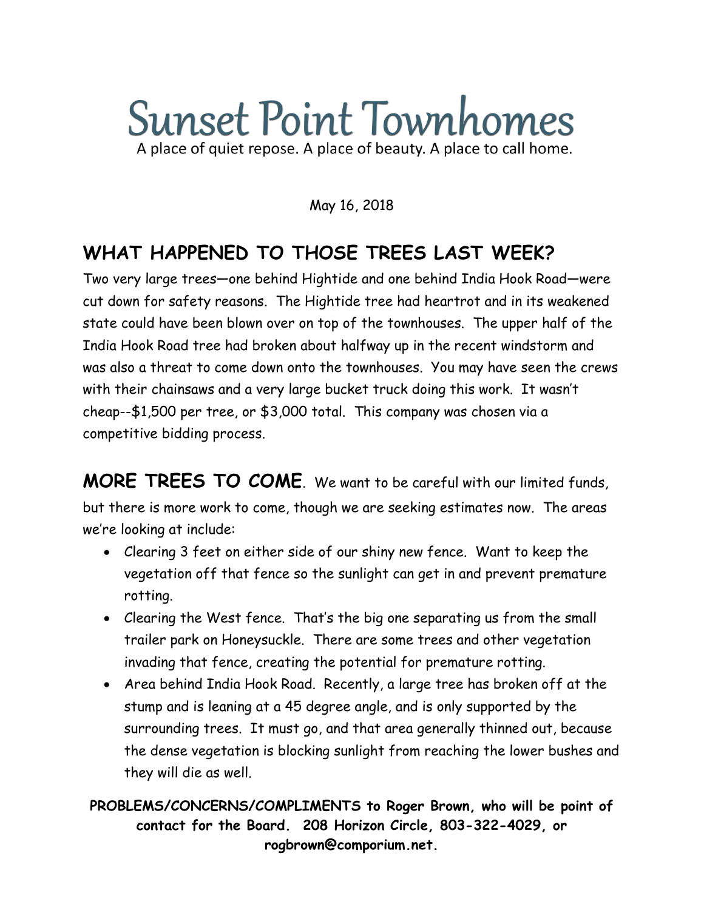# Sunset Point Townhomes

A place of quiet repose. A place of beauty. A place to call home.

May 16, 2018

## WHAT HAPPENED TO THOSE TREES LAST WEEK?

Two very large trees—one behind Hightide and one behind India Hook Road—were cut down for safety reasons. The Hightide tree had heartrot and in its weakened state could have been blown over on top of the townhouses. The upper half of the India Hook Road tree had broken about halfway up in the recent windstorm and was also a threat to come down onto the townhouses. You may have seen the crews with their chainsaws and a very large bucket truck doing this work. It wasn't cheap--$1,500 per tree, or $3,000 total. This company was chosen via a competitive bidding process.

**MORE TREES TO COME**. We want to be careful with our limited funds, but there is more work to come, though we are seeking estimates now. The areas we're looking at include:

- Clearing 3 feet on either side of our shiny new fence. Want to keep the vegetation off that fence so the sunlight can get in and prevent premature rotting.
- Clearing the West fence. That's the big one separating us from the small trailer park on Honeysuckle. There are some trees and other vegetation invading that fence, creating the potential for premature rotting.
- Area behind India Hook Road. Recently, a large tree has broken off at the stump and is leaning at a 45 degree angle, and is only supported by the surrounding trees. It must go, and that area generally thinned out, because the dense vegetation is blocking sunlight from reaching the lower bushes and they will die as well.

**PROBLEMS/CONCERNS/COMPLIMENTS to Roger Brown, who will be point of contact for the Board. 208 Horizon Circle, 803-322-4029, or rogbrown@comporium.net.**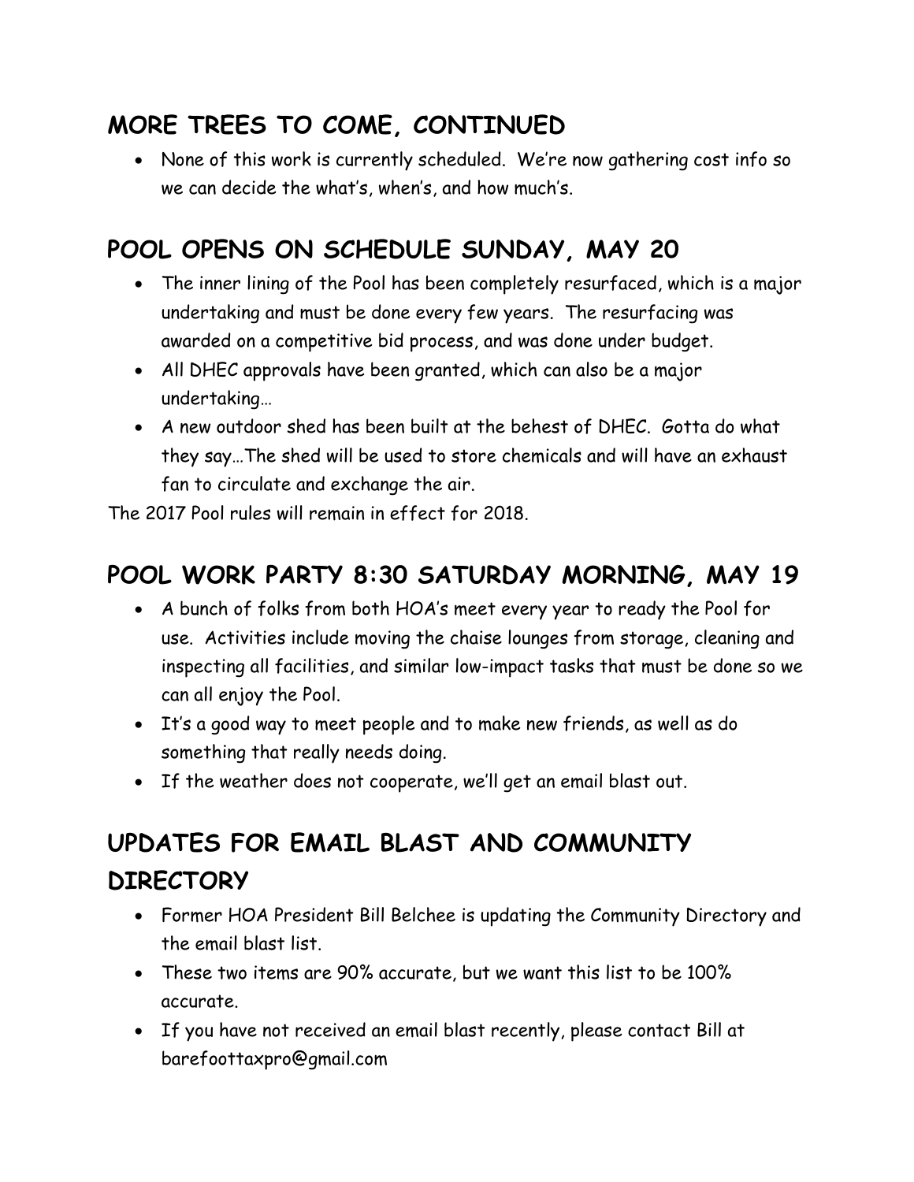## MORE TREES TO COME, CONTINUED

- None of this work is currently scheduled. We're now gathering cost info so we can decide the what's, when's, and how much's.

## POOL OPENS ON SCHEDULE SUNDAY, MAY 20

- The inner lining of the Pool has been completely resurfaced, which is a major undertaking and must be done every few years. The resurfacing was awarded on a competitive bid process, and was done under budget.
- All DHEC approvals have been granted, which can also be a major undertaking…
- A new outdoor shed has been built at the behest of DHEC. Gotta do what they say…The shed will be used to store chemicals and will have an exhaust fan to circulate and exchange the air.

The 2017 Pool rules will remain in effect for 2018.

## POOL WORK PARTY 8:30 SATURDAY MORNING, MAY 19

- A bunch of folks from both HOA's meet every year to ready the Pool for use. Activities include moving the chaise lounges from storage, cleaning and inspecting all facilities, and similar low-impact tasks that must be done so we can all enjoy the Pool.
- It's a good way to meet people and to make new friends, as well as do something that really needs doing.
- If the weather does not cooperate, we'll get an email blast out.

## UPDATES FOR EMAIL BLAST AND COMMUNITY DIRECTORY

- Former HOA President Bill Belchee is updating the Community Directory and the email blast list.
- These two items are 90% accurate, but we want this list to be 100% accurate.
- If you have not received an email blast recently, please contact Bill at barefoottaxpro@gmail.com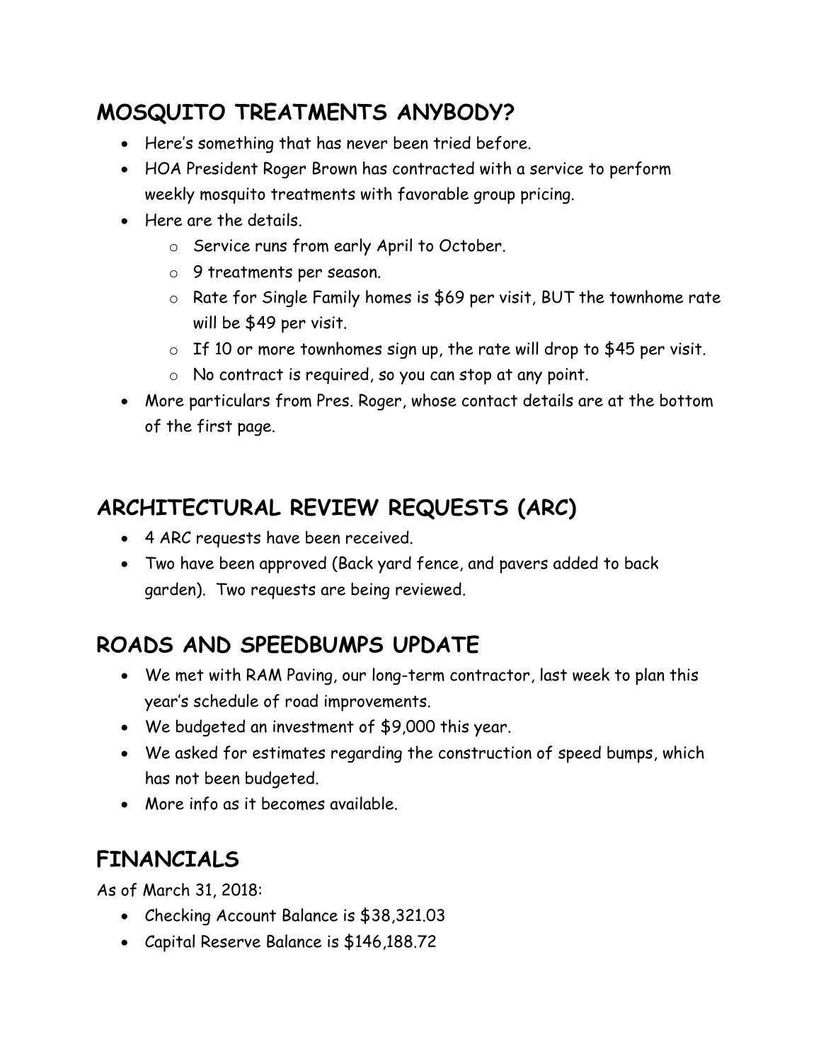## MOSQUITO TREATMENTS ANYBODY?

- Here's something that has never been tried before.
- HOA President Roger Brown has contracted with a service to perform weekly mosquito treatments with favorable group pricing.
- Here are the details.
  - Service runs from early April to October.
  - 9 treatments per season.
  - Rate for Single Family homes is $69 per visit, BUT the townhome rate will be $49 per visit.
  - If 10 or more townhomes sign up, the rate will drop to $45 per visit.
  - No contract is required, so you can stop at any point.
- More particulars from Pres. Roger, whose contact details are at the bottom of the first page.

## ARCHITECTURAL REVIEW REQUESTS (ARC)

- 4 ARC requests have been received.
- Two have been approved (Back yard fence, and pavers added to back garden). Two requests are being reviewed.

## ROADS AND SPEEDBUMPS UPDATE

- We met with RAM Paving, our long-term contractor, last week to plan this year's schedule of road improvements.
- We budgeted an investment of $9,000 this year.
- We asked for estimates regarding the construction of speed bumps, which has not been budgeted.
- More info as it becomes available.

## FINANCIALS

As of March 31, 2018:

- Checking Account Balance is $38,321.03
- Capital Reserve Balance is $146,188.72